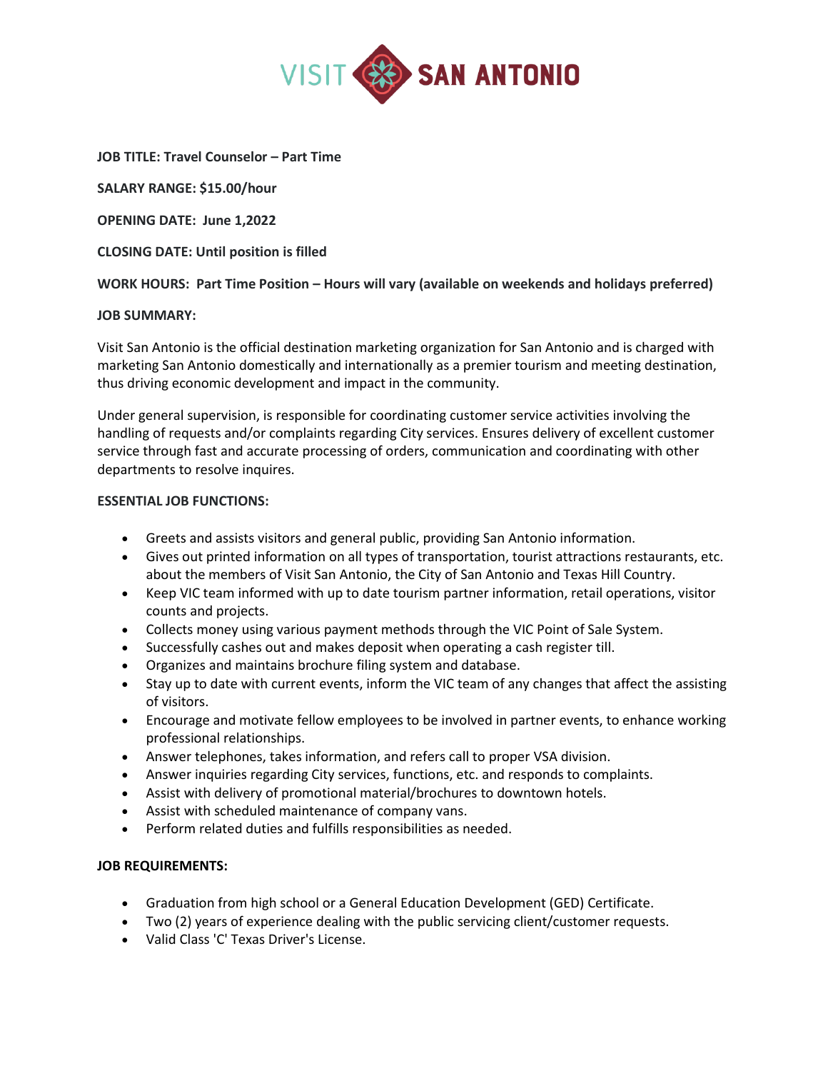VISIT SAN ANTONIO

**JOB TITLE: Travel Counselor – Part Time**

**SALARY RANGE: $15.00/hour**

**OPENING DATE: June 1,2022**

**CLOSING DATE: Until position is filled**

**WORK HOURS: Part Time Position – Hours will vary (available on weekends and holidays preferred)**

**JOB SUMMARY:**

Visit San Antonio is the official destination marketing organization for San Antonio and is charged with marketing San Antonio domestically and internationally as a premier tourism and meeting destination, thus driving economic development and impact in the community.

Under general supervision, is responsible for coordinating customer service activities involving the handling of requests and/or complaints regarding City services. Ensures delivery of excellent customer service through fast and accurate processing of orders, communication and coordinating with other departments to resolve inquires.

**ESSENTIAL JOB FUNCTIONS:**

- Greets and assists visitors and general public, providing San Antonio information.
- Gives out printed information on all types of transportation, tourist attractions restaurants, etc. about the members of Visit San Antonio, the City of San Antonio and Texas Hill Country.
- Keep VIC team informed with up to date tourism partner information, retail operations, visitor counts and projects.
- Collects money using various payment methods through the VIC Point of Sale System.
- Successfully cashes out and makes deposit when operating a cash register till.
- Organizes and maintains brochure filing system and database.
- Stay up to date with current events, inform the VIC team of any changes that affect the assisting of visitors.
- Encourage and motivate fellow employees to be involved in partner events, to enhance working professional relationships.
- Answer telephones, takes information, and refers call to proper VSA division.
- Answer inquiries regarding City services, functions, etc. and responds to complaints.
- Assist with delivery of promotional material/brochures to downtown hotels.
- Assist with scheduled maintenance of company vans.
- Perform related duties and fulfills responsibilities as needed.

**JOB REQUIREMENTS:**

- Graduation from high school or a General Education Development (GED) Certificate.
- Two (2) years of experience dealing with the public servicing client/customer requests.
- Valid Class 'C' Texas Driver's License.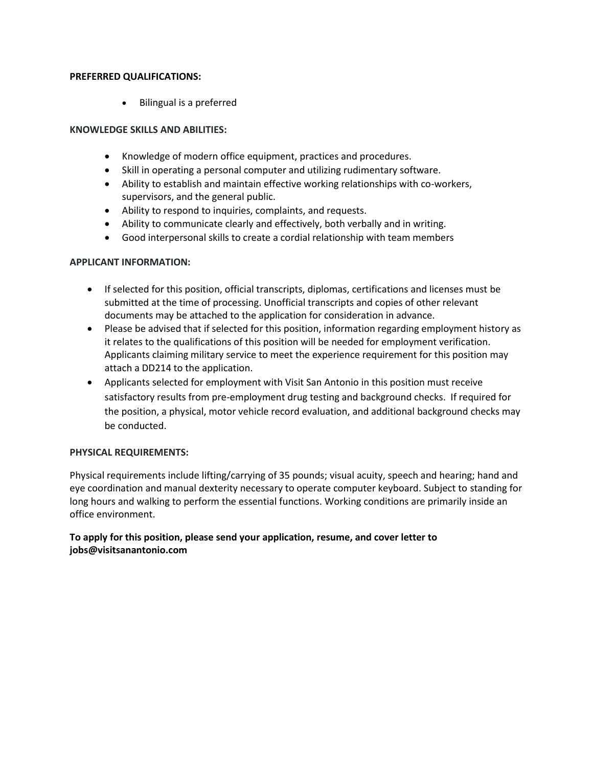**PREFERRED QUALIFICATIONS:**

- Bilingual is a preferred

**KNOWLEDGE SKILLS AND ABILITIES:**

- Knowledge of modern office equipment, practices and procedures.
- Skill in operating a personal computer and utilizing rudimentary software.
- Ability to establish and maintain effective working relationships with co-workers, supervisors, and the general public.
- Ability to respond to inquiries, complaints, and requests.
- Ability to communicate clearly and effectively, both verbally and in writing.
- Good interpersonal skills to create a cordial relationship with team members

**APPLICANT INFORMATION:**

- If selected for this position, official transcripts, diplomas, certifications and licenses must be submitted at the time of processing. Unofficial transcripts and copies of other relevant documents may be attached to the application for consideration in advance.
- Please be advised that if selected for this position, information regarding employment history as it relates to the qualifications of this position will be needed for employment verification. Applicants claiming military service to meet the experience requirement for this position may attach a DD214 to the application.
- Applicants selected for employment with Visit San Antonio in this position must receive satisfactory results from pre-employment drug testing and background checks. If required for the position, a physical, motor vehicle record evaluation, and additional background checks may be conducted.

**PHYSICAL REQUIREMENTS:**

Physical requirements include lifting/carrying of 35 pounds; visual acuity, speech and hearing; hand and eye coordination and manual dexterity necessary to operate computer keyboard. Subject to standing for long hours and walking to perform the essential functions. Working conditions are primarily inside an office environment.

**To apply for this position, please send your application, resume, and cover letter to jobs@visitsanantonio.com**